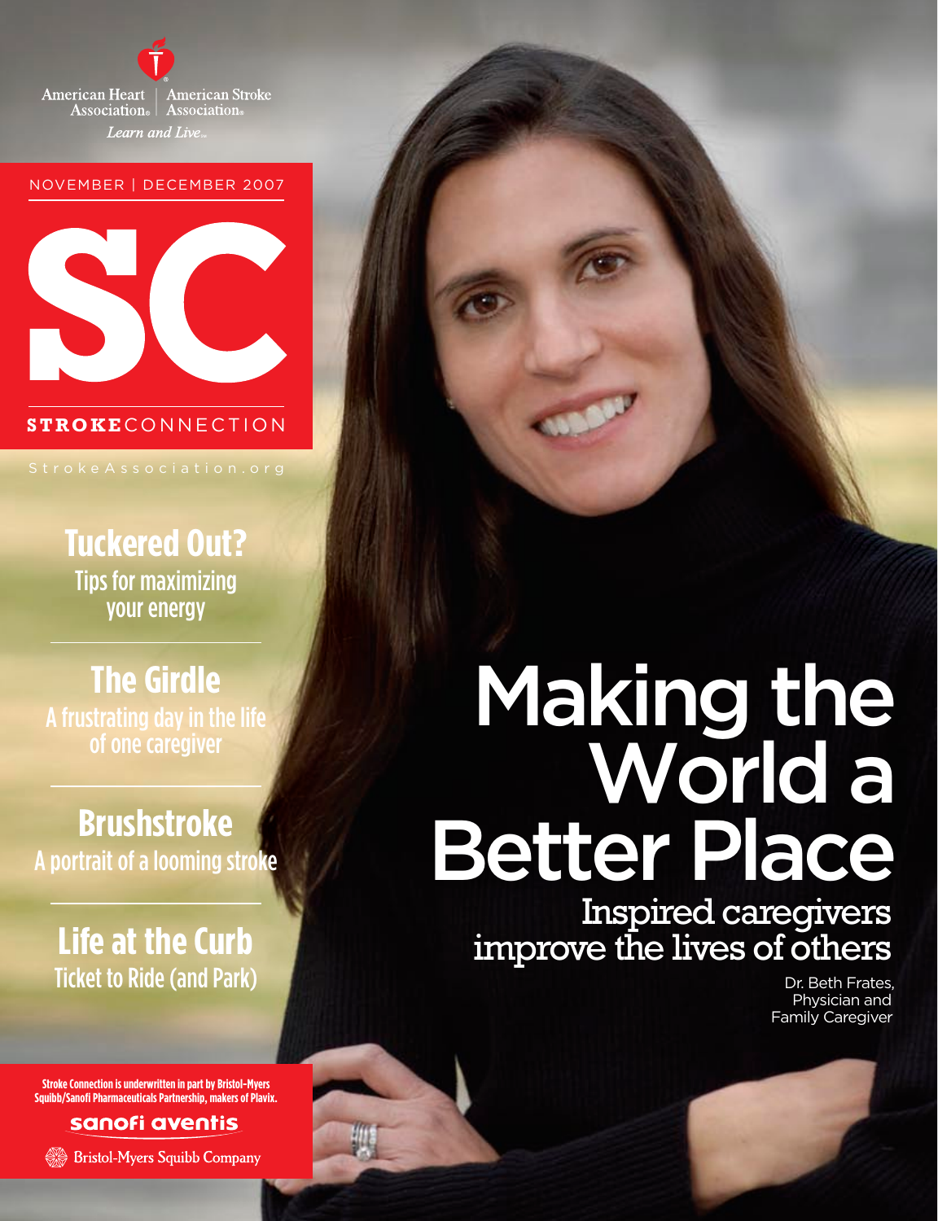American Heart Association® | American Stroke Association®

*Learn and Live*℠

NOVEMBER | DECEMBER 2007

# SC

**STROKE**CONNECTION

StrokeAssociation.org

## Tuckered Out?

Tips for maximizing your energy

## The Girdle

A frustrating day in the life of one caregiver

## Brushstroke

A portrait of a looming stroke

## Life at the Curb

Ticket to Ride (and Park)

# Making the World a Better Place

## Inspired caregivers improve the lives of others

Dr. Beth Frates, Physician and Family Caregiver

**Stroke Connection is underwritten in part by Bristol-Myers Squibb/Sanofi Pharmaceuticals Partnership, makers of Plavix.**

sanofi aventis

Bristol-Myers Squibb Company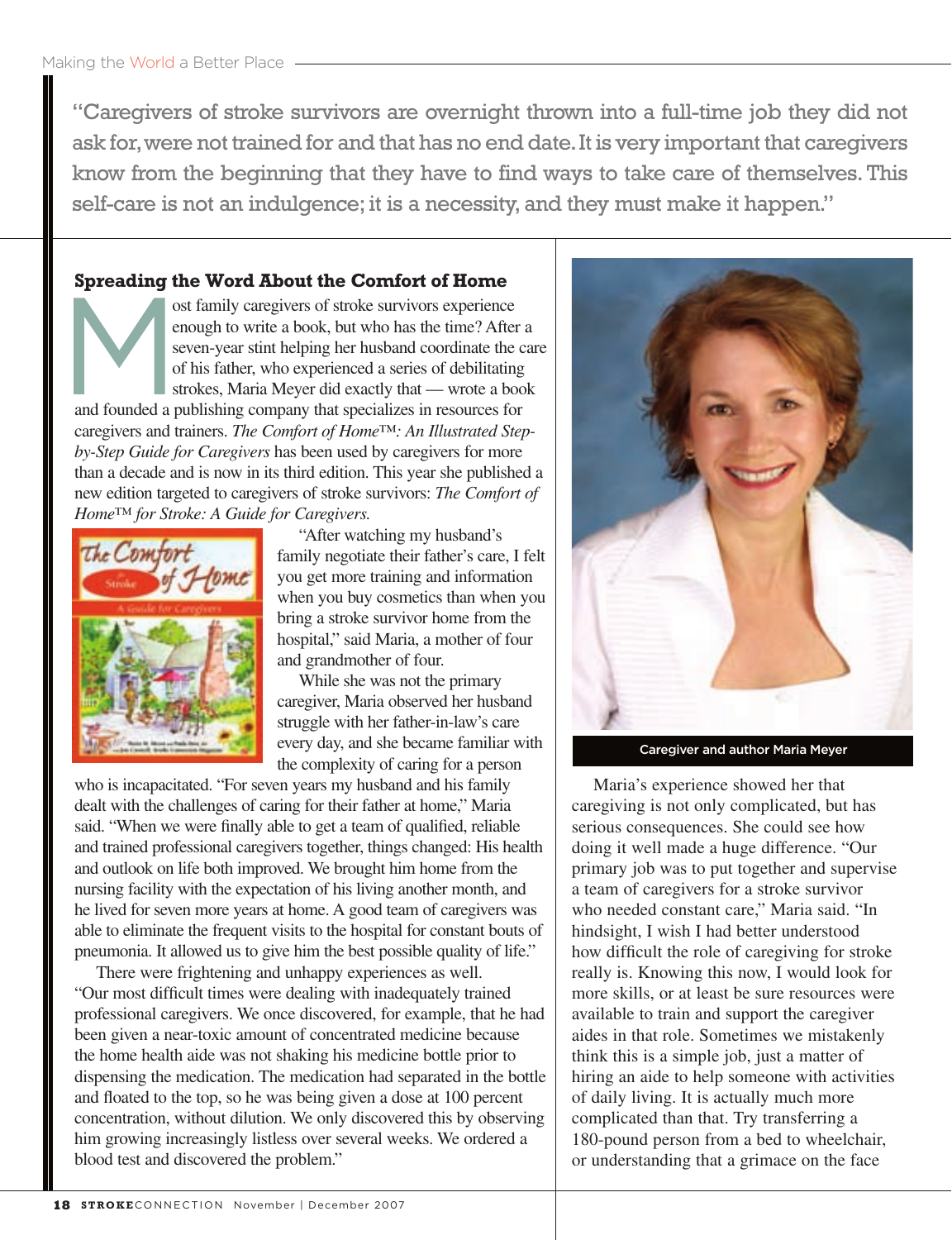"Caregivers of stroke survivors are overnight thrown into a full-time job they did not ask for, were not trained for and that has no end date. It is very important that caregivers know from the beginning that they have to find ways to take care of themselves. This self-care is not an indulgence; it is a necessity, and they must make it happen."

## Spreading the Word About the Comfort of Home

Most family caregivers of stroke survivors experience enough to write a book, but who has the time? After a seven-year stint helping her husband coordinate the care of his father, who experienced a series of debilitating strokes, Maria Meyer did exactly that — wrote a book and founded a publishing company that specializes in resources for caregivers and trainers. *The Comfort of Home™: An Illustrated Step-by-Step Guide for Caregivers* has been used by caregivers for more than a decade and is now in its third edition. This year she published a new edition targeted to caregivers of stroke survivors: *The Comfort of Home™ for Stroke: A Guide for Caregivers.*

"After watching my husband's family negotiate their father's care, I felt you get more training and information when you buy cosmetics than when you bring a stroke survivor home from the hospital," said Maria, a mother of four and grandmother of four.

While she was not the primary caregiver, Maria observed her husband struggle with her father-in-law's care every day, and she became familiar with the complexity of caring for a person who is incapacitated. "For seven years my husband and his family dealt with the challenges of caring for their father at home," Maria said. "When we were finally able to get a team of qualified, reliable and trained professional caregivers together, things changed: His health and outlook on life both improved. We brought him home from the nursing facility with the expectation of his living another month, and he lived for seven more years at home. A good team of caregivers was able to eliminate the frequent visits to the hospital for constant bouts of pneumonia. It allowed us to give him the best possible quality of life."

There were frightening and unhappy experiences as well. "Our most difficult times were dealing with inadequately trained professional caregivers. We once discovered, for example, that he had been given a near-toxic amount of concentrated medicine because the home health aide was not shaking his medicine bottle prior to dispensing the medication. The medication had separated in the bottle and floated to the top, so he was being given a dose at 100 percent concentration, without dilution. We only discovered this by observing him growing increasingly listless over several weeks. We ordered a blood test and discovered the problem."

Caregiver and author Maria Meyer

Maria's experience showed her that caregiving is not only complicated, but has serious consequences. She could see how doing it well made a huge difference. "Our primary job was to put together and supervise a team of caregivers for a stroke survivor who needed constant care," Maria said. "In hindsight, I wish I had better understood how difficult the role of caregiving for stroke really is. Knowing this now, I would look for more skills, or at least be sure resources were available to train and support the caregiver aides in that role. Sometimes we mistakenly think this is a simple job, just a matter of hiring an aide to help someone with activities of daily living. It is actually much more complicated than that. Try transferring a 180-pound person from a bed to wheelchair, or understanding that a grimace on the face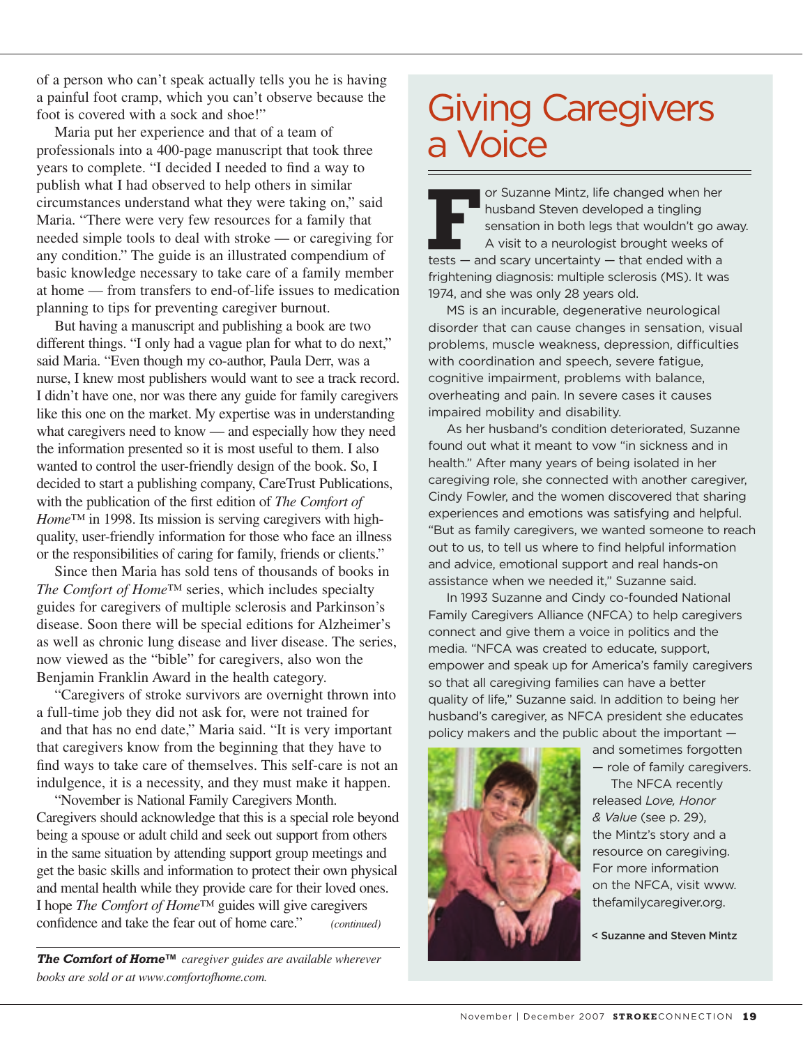of a person who can't speak actually tells you he is having a painful foot cramp, which you can't observe because the foot is covered with a sock and shoe!"

Maria put her experience and that of a team of professionals into a 400-page manuscript that took three years to complete. "I decided I needed to find a way to publish what I had observed to help others in similar circumstances understand what they were taking on," said Maria. "There were very few resources for a family that needed simple tools to deal with stroke — or caregiving for any condition." The guide is an illustrated compendium of basic knowledge necessary to take care of a family member at home — from transfers to end-of-life issues to medication planning to tips for preventing caregiver burnout.

But having a manuscript and publishing a book are two different things. "I only had a vague plan for what to do next," said Maria. "Even though my co-author, Paula Derr, was a nurse, I knew most publishers would want to see a track record. I didn't have one, nor was there any guide for family caregivers like this one on the market. My expertise was in understanding what caregivers need to know — and especially how they need the information presented so it is most useful to them. I also wanted to control the user-friendly design of the book. So, I decided to start a publishing company, CareTrust Publications, with the publication of the first edition of *The Comfort of Home*™ in 1998. Its mission is serving caregivers with high-quality, user-friendly information for those who face an illness or the responsibilities of caring for family, friends or clients."

Since then Maria has sold tens of thousands of books in *The Comfort of Home*™ series, which includes specialty guides for caregivers of multiple sclerosis and Parkinson's disease. Soon there will be special editions for Alzheimer's as well as chronic lung disease and liver disease. The series, now viewed as the "bible" for caregivers, also won the Benjamin Franklin Award in the health category.

"Caregivers of stroke survivors are overnight thrown into a full-time job they did not ask for, were not trained for and that has no end date," Maria said. "It is very important that caregivers know from the beginning that they have to find ways to take care of themselves. This self-care is not an indulgence, it is a necessity, and they must make it happen.

"November is National Family Caregivers Month. Caregivers should acknowledge that this is a special role beyond being a spouse or adult child and seek out support from others in the same situation by attending support group meetings and get the basic skills and information to protect their own physical and mental health while they provide care for their loved ones. I hope *The Comfort of Home*™ guides will give caregivers confidence and take the fear out of home care." *(continued)*

***The Comfort of Home™*** *caregiver guides are available wherever books are sold or at www.comfortofhome.com.*

# Giving Caregivers a Voice

For Suzanne Mintz, life changed when her husband Steven developed a tingling sensation in both legs that wouldn't go away. A visit to a neurologist brought weeks of tests — and scary uncertainty — that ended with a frightening diagnosis: multiple sclerosis (MS). It was 1974, and she was only 28 years old.

MS is an incurable, degenerative neurological disorder that can cause changes in sensation, visual problems, muscle weakness, depression, difficulties with coordination and speech, severe fatigue, cognitive impairment, problems with balance, overheating and pain. In severe cases it causes impaired mobility and disability.

As her husband's condition deteriorated, Suzanne found out what it meant to vow "in sickness and in health." After many years of being isolated in her caregiving role, she connected with another caregiver, Cindy Fowler, and the women discovered that sharing experiences and emotions was satisfying and helpful. "But as family caregivers, we wanted someone to reach out to us, to tell us where to find helpful information and advice, emotional support and real hands-on assistance when we needed it," Suzanne said.

In 1993 Suzanne and Cindy co-founded National Family Caregivers Alliance (NFCA) to help caregivers connect and give them a voice in politics and the media. "NFCA was created to educate, support, empower and speak up for America's family caregivers so that all caregiving families can have a better quality of life," Suzanne said. In addition to being her husband's caregiver, as NFCA president she educates policy makers and the public about the important — and sometimes forgotten — role of family caregivers.

The NFCA recently released *Love, Honor & Value* (see p. 29), the Mintz's story and a resource on caregiving. For more information on the NFCA, visit www.thefamilycaregiver.org.

< Suzanne and Steven Mintz